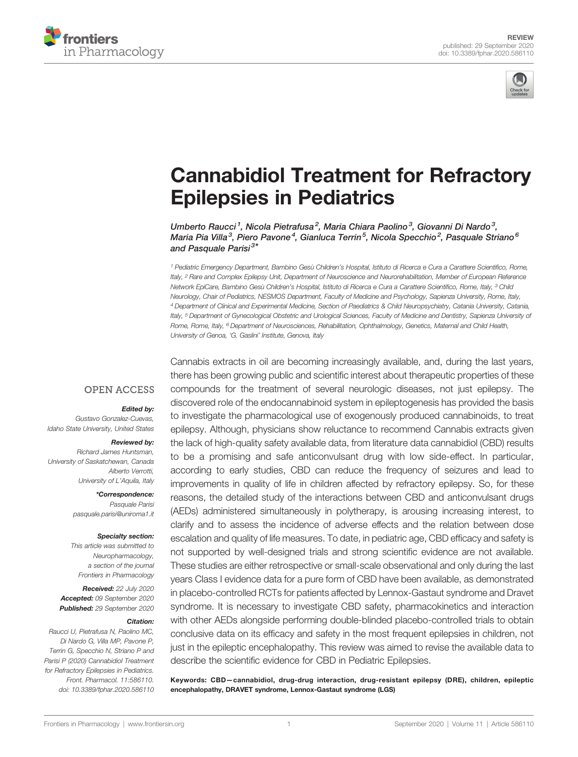REVIEW
published: 29 September 2020
doi: 10.3389/fphar.2020.586110

# Cannabidiol Treatment for Refractory Epilepsies in Pediatrics

*Umberto Raucci[1], Nicola Pietrafusa[2], Maria Chiara Paolino[3], Giovanni Di Nardo[3], Maria Pia Villa[3], Piero Pavone[4], Gianluca Terrin[5], Nicola Specchio[2], Pasquale Striano[6] and Pasquale Parisi[3]\**

[1] Pediatric Emergency Department, Bambino Gesù Children's Hospital, Istituto di Ricerca e Cura a Carattere Scientifico, Rome, Italy, [2] Rare and Complex Epilepsy Unit, Department of Neuroscience and Neurorehabilitation, Member of European Reference Network EpiCare, Bambino Gesù Children's Hospital, Istituto di Ricerca e Cura a Carattere Scientifico, Rome, Italy, [3] Child Neurology, Chair of Pediatrics, NESMOS Department, Faculty of Medicine and Psychology, Sapienza University, Rome, Italy, [4] Department of Clinical and Experimental Medicine, Section of Paediatrics & Child Neuropsychiatry, Catania University, Catania, Italy, [5] Department of Gynecological Obstetric and Urological Sciences, Faculty of Medicine and Dentistry, Sapienza University of Rome, Rome, Italy, [6] Department of Neurosciences, Rehabilitation, Ophthalmology, Genetics, Maternal and Child Health, University of Genoa, 'G. Gaslini' Institute, Genova, Italy

OPEN ACCESS

***Edited by:***
Gustavo Gonzalez-Cuevas,
Idaho State University, United States

***Reviewed by:***
Richard James Huntsman,
University of Saskatchewan, Canada
Alberto Verrotti,
University of L'Aquila, Italy

***\*Correspondence:***
Pasquale Parisi
pasquale.parisi@uniroma1.it

***Specialty section:***
This article was submitted to
Neuropharmacology,
a section of the journal
Frontiers in Pharmacology

***Received:*** 22 July 2020
***Accepted:*** 09 September 2020
***Published:*** 29 September 2020

***Citation:***
Raucci U, Pietrafusa N, Paolino MC, Di Nardo G, Villa MP, Pavone P, Terrin G, Specchio N, Striano P and Parisi P (2020) Cannabidiol Treatment for Refractory Epilepsies in Pediatrics. Front. Pharmacol. 11:586110. doi: 10.3389/fphar.2020.586110

Cannabis extracts in oil are becoming increasingly available, and, during the last years, there has been growing public and scientific interest about therapeutic properties of these compounds for the treatment of several neurologic diseases, not just epilepsy. The discovered role of the endocannabinoid system in epileptogenesis has provided the basis to investigate the pharmacological use of exogenously produced cannabinoids, to treat epilepsy. Although, physicians show reluctance to recommend Cannabis extracts given the lack of high-quality safety available data, from literature data cannabidiol (CBD) results to be a promising and safe anticonvulsant drug with low side-effect. In particular, according to early studies, CBD can reduce the frequency of seizures and lead to improvements in quality of life in children affected by refractory epilepsy. So, for these reasons, the detailed study of the interactions between CBD and anticonvulsant drugs (AEDs) administered simultaneously in polytherapy, is arousing increasing interest, to clarify and to assess the incidence of adverse effects and the relation between dose escalation and quality of life measures. To date, in pediatric age, CBD efficacy and safety is not supported by well-designed trials and strong scientific evidence are not available. These studies are either retrospective or small-scale observational and only during the last years Class I evidence data for a pure form of CBD have been available, as demonstrated in placebo-controlled RCTs for patients affected by Lennox-Gastaut syndrome and Dravet syndrome. It is necessary to investigate CBD safety, pharmacokinetics and interaction with other AEDs alongside performing double-blinded placebo-controlled trials to obtain conclusive data on its efficacy and safety in the most frequent epilepsies in children, not just in the epileptic encephalopathy. This review was aimed to revise the available data to describe the scientific evidence for CBD in Pediatric Epilepsies.

**Keywords: CBD—cannabidiol, drug-drug interaction, drug-resistant epilepsy (DRE), children, epileptic encephalopathy, DRAVET syndrome, Lennox-Gastaut syndrome (LGS)**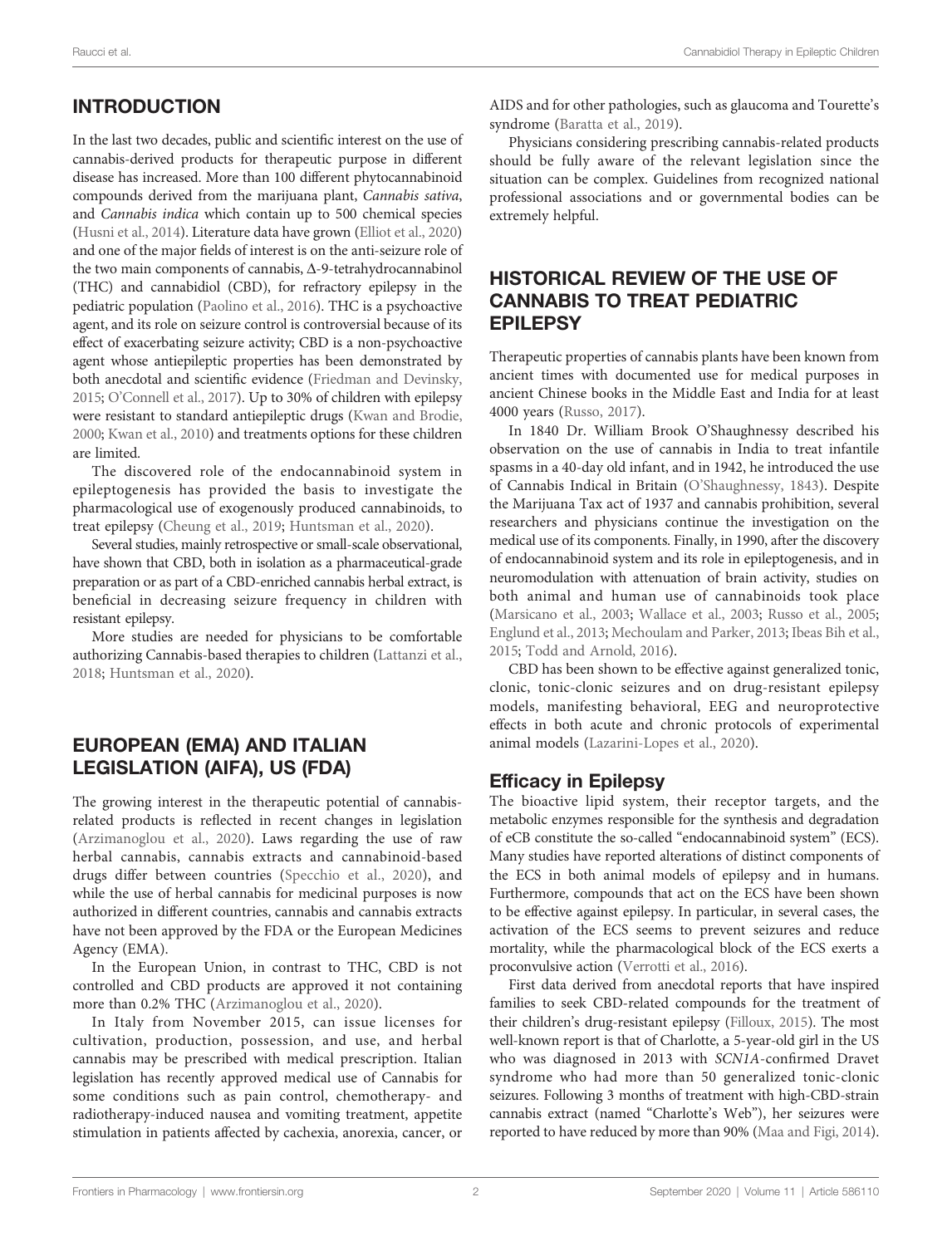## INTRODUCTION

In the last two decades, public and scientific interest on the use of cannabis-derived products for therapeutic purpose in different disease has increased. More than 100 different phytocannabinoid compounds derived from the marijuana plant, *Cannabis sativa*, and *Cannabis indica* which contain up to 500 chemical species (Husni et al., 2014). Literature data have grown (Elliot et al., 2020) and one of the major fields of interest is on the anti-seizure role of the two main components of cannabis, Δ-9-tetrahydrocannabinol (THC) and cannabidiol (CBD), for refractory epilepsy in the pediatric population (Paolino et al., 2016). THC is a psychoactive agent, and its role on seizure control is controversial because of its effect of exacerbating seizure activity; CBD is a non-psychoactive agent whose antiepileptic properties has been demonstrated by both anecdotal and scientific evidence (Friedman and Devinsky, 2015; O'Connell et al., 2017). Up to 30% of children with epilepsy were resistant to standard antiepileptic drugs (Kwan and Brodie, 2000; Kwan et al., 2010) and treatments options for these children are limited.

The discovered role of the endocannabinoid system in epileptogenesis has provided the basis to investigate the pharmacological use of exogenously produced cannabinoids, to treat epilepsy (Cheung et al., 2019; Huntsman et al., 2020).

Several studies, mainly retrospective or small-scale observational, have shown that CBD, both in isolation as a pharmaceutical-grade preparation or as part of a CBD-enriched cannabis herbal extract, is beneficial in decreasing seizure frequency in children with resistant epilepsy.

More studies are needed for physicians to be comfortable authorizing Cannabis-based therapies to children (Lattanzi et al., 2018; Huntsman et al., 2020).

## EUROPEAN (EMA) AND ITALIAN LEGISLATION (AIFA), US (FDA)

The growing interest in the therapeutic potential of cannabis-related products is reflected in recent changes in legislation (Arzimanoglou et al., 2020). Laws regarding the use of raw herbal cannabis, cannabis extracts and cannabinoid-based drugs differ between countries (Specchio et al., 2020), and while the use of herbal cannabis for medicinal purposes is now authorized in different countries, cannabis and cannabis extracts have not been approved by the FDA or the European Medicines Agency (EMA).

In the European Union, in contrast to THC, CBD is not controlled and CBD products are approved it not containing more than 0.2% THC (Arzimanoglou et al., 2020).

In Italy from November 2015, can issue licenses for cultivation, production, possession, and use, and herbal cannabis may be prescribed with medical prescription. Italian legislation has recently approved medical use of Cannabis for some conditions such as pain control, chemotherapy- and radiotherapy-induced nausea and vomiting treatment, appetite stimulation in patients affected by cachexia, anorexia, cancer, or AIDS and for other pathologies, such as glaucoma and Tourette's syndrome (Baratta et al., 2019).

Physicians considering prescribing cannabis-related products should be fully aware of the relevant legislation since the situation can be complex. Guidelines from recognized national professional associations and or governmental bodies can be extremely helpful.

## HISTORICAL REVIEW OF THE USE OF CANNABIS TO TREAT PEDIATRIC EPILEPSY

Therapeutic properties of cannabis plants have been known from ancient times with documented use for medical purposes in ancient Chinese books in the Middle East and India for at least 4000 years (Russo, 2017).

In 1840 Dr. William Brook O'Shaughnessy described his observation on the use of cannabis in India to treat infantile spasms in a 40-day old infant, and in 1942, he introduced the use of Cannabis Indical in Britain (O'Shaughnessy, 1843). Despite the Marijuana Tax act of 1937 and cannabis prohibition, several researchers and physicians continue the investigation on the medical use of its components. Finally, in 1990, after the discovery of endocannabinoid system and its role in epileptogenesis, and in neuromodulation with attenuation of brain activity, studies on both animal and human use of cannabinoids took place (Marsicano et al., 2003; Wallace et al., 2003; Russo et al., 2005; Englund et al., 2013; Mechoulam and Parker, 2013; Ibeas Bih et al., 2015; Todd and Arnold, 2016).

CBD has been shown to be effective against generalized tonic, clonic, tonic-clonic seizures and on drug-resistant epilepsy models, manifesting behavioral, EEG and neuroprotective effects in both acute and chronic protocols of experimental animal models (Lazarini-Lopes et al., 2020).

### Efficacy in Epilepsy

The bioactive lipid system, their receptor targets, and the metabolic enzymes responsible for the synthesis and degradation of eCB constitute the so-called "endocannabinoid system" (ECS). Many studies have reported alterations of distinct components of the ECS in both animal models of epilepsy and in humans. Furthermore, compounds that act on the ECS have been shown to be effective against epilepsy. In particular, in several cases, the activation of the ECS seems to prevent seizures and reduce mortality, while the pharmacological block of the ECS exerts a proconvulsive action (Verrotti et al., 2016).

First data derived from anecdotal reports that have inspired families to seek CBD-related compounds for the treatment of their children's drug-resistant epilepsy (Filloux, 2015). The most well-known report is that of Charlotte, a 5-year-old girl in the US who was diagnosed in 2013 with *SCN1A*-confirmed Dravet syndrome who had more than 50 generalized tonic-clonic seizures. Following 3 months of treatment with high-CBD-strain cannabis extract (named "Charlotte's Web"), her seizures were reported to have reduced by more than 90% (Maa and Figi, 2014).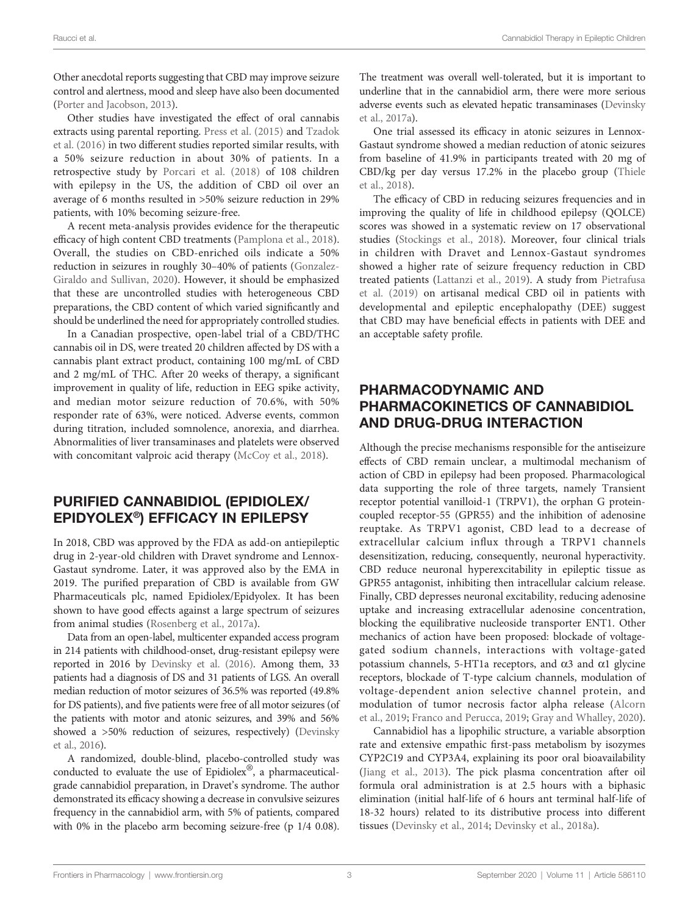Other anecdotal reports suggesting that CBD may improve seizure control and alertness, mood and sleep have also been documented (Porter and Jacobson, 2013).

Other studies have investigated the effect of oral cannabis extracts using parental reporting. Press et al. (2015) and Tzadok et al. (2016) in two different studies reported similar results, with a 50% seizure reduction in about 30% of patients. In a retrospective study by Porcari et al. (2018) of 108 children with epilepsy in the US, the addition of CBD oil over an average of 6 months resulted in >50% seizure reduction in 29% patients, with 10% becoming seizure-free.

A recent meta-analysis provides evidence for the therapeutic efficacy of high content CBD treatments (Pamplona et al., 2018). Overall, the studies on CBD-enriched oils indicate a 50% reduction in seizures in roughly 30–40% of patients (Gonzalez-Giraldo and Sullivan, 2020). However, it should be emphasized that these are uncontrolled studies with heterogeneous CBD preparations, the CBD content of which varied significantly and should be underlined the need for appropriately controlled studies.

In a Canadian prospective, open-label trial of a CBD/THC cannabis oil in DS, were treated 20 children affected by DS with a cannabis plant extract product, containing 100 mg/mL of CBD and 2 mg/mL of THC. After 20 weeks of therapy, a significant improvement in quality of life, reduction in EEG spike activity, and median motor seizure reduction of 70.6%, with 50% responder rate of 63%, were noticed. Adverse events, common during titration, included somnolence, anorexia, and diarrhea. Abnormalities of liver transaminases and platelets were observed with concomitant valproic acid therapy (McCoy et al., 2018).

## PURIFIED CANNABIDIOL (EPIDIOLEX/ EPIDYOLEX®) EFFICACY IN EPILEPSY

In 2018, CBD was approved by the FDA as add-on antiepileptic drug in 2-year-old children with Dravet syndrome and Lennox-Gastaut syndrome. Later, it was approved also by the EMA in 2019. The purified preparation of CBD is available from GW Pharmaceuticals plc, named Epidiolex/Epidyolex. It has been shown to have good effects against a large spectrum of seizures from animal studies (Rosenberg et al., 2017a).

Data from an open-label, multicenter expanded access program in 214 patients with childhood-onset, drug-resistant epilepsy were reported in 2016 by Devinsky et al. (2016). Among them, 33 patients had a diagnosis of DS and 31 patients of LGS. An overall median reduction of motor seizures of 36.5% was reported (49.8% for DS patients), and five patients were free of all motor seizures (of the patients with motor and atonic seizures, and 39% and 56% showed a >50% reduction of seizures, respectively) (Devinsky et al., 2016).

A randomized, double-blind, placebo-controlled study was conducted to evaluate the use of Epidiolex®, a pharmaceutical-grade cannabidiol preparation, in Dravet's syndrome. The author demonstrated its efficacy showing a decrease in convulsive seizures frequency in the cannabidiol arm, with 5% of patients, compared with 0% in the placebo arm becoming seizure-free (p 1/4 0.08). The treatment was overall well-tolerated, but it is important to underline that in the cannabidiol arm, there were more serious adverse events such as elevated hepatic transaminases (Devinsky et al., 2017a).

One trial assessed its efficacy in atonic seizures in Lennox-Gastaut syndrome showed a median reduction of atonic seizures from baseline of 41.9% in participants treated with 20 mg of CBD/kg per day versus 17.2% in the placebo group (Thiele et al., 2018).

The efficacy of CBD in reducing seizures frequencies and in improving the quality of life in childhood epilepsy (QOLCE) scores was showed in a systematic review on 17 observational studies (Stockings et al., 2018). Moreover, four clinical trials in children with Dravet and Lennox-Gastaut syndromes showed a higher rate of seizure frequency reduction in CBD treated patients (Lattanzi et al., 2019). A study from Pietrafusa et al. (2019) on artisanal medical CBD oil in patients with developmental and epileptic encephalopathy (DEE) suggest that CBD may have beneficial effects in patients with DEE and an acceptable safety profile.

## PHARMACODYNAMIC AND PHARMACOKINETICS OF CANNABIDIOL AND DRUG-DRUG INTERACTION

Although the precise mechanisms responsible for the antiseizure effects of CBD remain unclear, a multimodal mechanism of action of CBD in epilepsy had been proposed. Pharmacological data supporting the role of three targets, namely Transient receptor potential vanilloid-1 (TRPV1), the orphan G protein-coupled receptor-55 (GPR55) and the inhibition of adenosine reuptake. As TRPV1 agonist, CBD lead to a decrease of extracellular calcium influx through a TRPV1 channels desensitization, reducing, consequently, neuronal hyperactivity. CBD reduce neuronal hyperexcitability in epileptic tissue as GPR55 antagonist, inhibiting then intracellular calcium release. Finally, CBD depresses neuronal excitability, reducing adenosine uptake and increasing extracellular adenosine concentration, blocking the equilibrative nucleoside transporter ENT1. Other mechanics of action have been proposed: blockade of voltage-gated sodium channels, interactions with voltage-gated potassium channels, 5-HT1a receptors, and α3 and α1 glycine receptors, blockade of T-type calcium channels, modulation of voltage-dependent anion selective channel protein, and modulation of tumor necrosis factor alpha release (Alcorn et al., 2019; Franco and Perucca, 2019; Gray and Whalley, 2020).

Cannabidiol has a lipophilic structure, a variable absorption rate and extensive empathic first-pass metabolism by isozymes CYP2C19 and CYP3A4, explaining its poor oral bioavailability (Jiang et al., 2013). The pick plasma concentration after oil formula oral administration is at 2.5 hours with a biphasic elimination (initial half-life of 6 hours ant terminal half-life of 18-32 hours) related to its distributive process into different tissues (Devinsky et al., 2014; Devinsky et al., 2018a).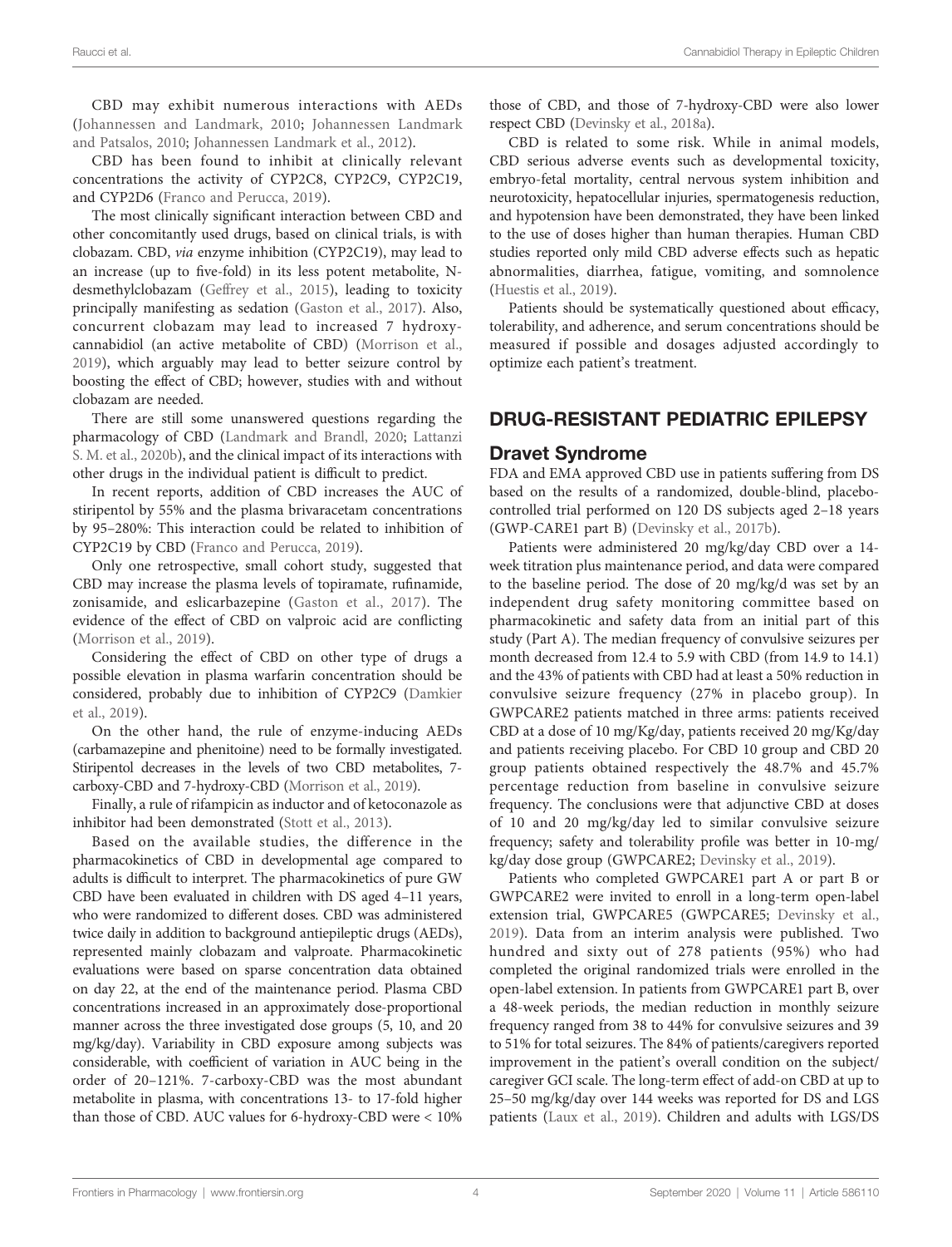CBD may exhibit numerous interactions with AEDs (Johannessen and Landmark, 2010; Johannessen Landmark and Patsalos, 2010; Johannessen Landmark et al., 2012).

CBD has been found to inhibit at clinically relevant concentrations the activity of CYP2C8, CYP2C9, CYP2C19, and CYP2D6 (Franco and Perucca, 2019).

The most clinically significant interaction between CBD and other concomitantly used drugs, based on clinical trials, is with clobazam. CBD, *via* enzyme inhibition (CYP2C19), may lead to an increase (up to five-fold) in its less potent metabolite, N-desmethylclobazam (Geffrey et al., 2015), leading to toxicity principally manifesting as sedation (Gaston et al., 2017). Also, concurrent clobazam may lead to increased 7 hydroxy-cannabidiol (an active metabolite of CBD) (Morrison et al., 2019), which arguably may lead to better seizure control by boosting the effect of CBD; however, studies with and without clobazam are needed.

There are still some unanswered questions regarding the pharmacology of CBD (Landmark and Brandl, 2020; Lattanzi S. M. et al., 2020b), and the clinical impact of its interactions with other drugs in the individual patient is difficult to predict.

In recent reports, addition of CBD increases the AUC of stiripentol by 55% and the plasma brivaracetam concentrations by 95–280%: This interaction could be related to inhibition of CYP2C19 by CBD (Franco and Perucca, 2019).

Only one retrospective, small cohort study, suggested that CBD may increase the plasma levels of topiramate, rufinamide, zonisamide, and eslicarbazepine (Gaston et al., 2017). The evidence of the effect of CBD on valproic acid are conflicting (Morrison et al., 2019).

Considering the effect of CBD on other type of drugs a possible elevation in plasma warfarin concentration should be considered, probably due to inhibition of CYP2C9 (Damkier et al., 2019).

On the other hand, the rule of enzyme-inducing AEDs (carbamazepine and phenitoine) need to be formally investigated. Stiripentol decreases in the levels of two CBD metabolites, 7-carboxy-CBD and 7-hydroxy-CBD (Morrison et al., 2019).

Finally, a rule of rifampicin as inductor and of ketoconazole as inhibitor had been demonstrated (Stott et al., 2013).

Based on the available studies, the difference in the pharmacokinetics of CBD in developmental age compared to adults is difficult to interpret. The pharmacokinetics of pure GW CBD have been evaluated in children with DS aged 4–11 years, who were randomized to different doses. CBD was administered twice daily in addition to background antiepileptic drugs (AEDs), represented mainly clobazam and valproate. Pharmacokinetic evaluations were based on sparse concentration data obtained on day 22, at the end of the maintenance period. Plasma CBD concentrations increased in an approximately dose-proportional manner across the three investigated dose groups (5, 10, and 20 mg/kg/day). Variability in CBD exposure among subjects was considerable, with coefficient of variation in AUC being in the order of 20–121%. 7-carboxy-CBD was the most abundant metabolite in plasma, with concentrations 13- to 17-fold higher than those of CBD. AUC values for 6-hydroxy-CBD were < 10% those of CBD, and those of 7-hydroxy-CBD were also lower respect CBD (Devinsky et al., 2018a).

CBD is related to some risk. While in animal models, CBD serious adverse events such as developmental toxicity, embryo-fetal mortality, central nervous system inhibition and neurotoxicity, hepatocellular injuries, spermatogenesis reduction, and hypotension have been demonstrated, they have been linked to the use of doses higher than human therapies. Human CBD studies reported only mild CBD adverse effects such as hepatic abnormalities, diarrhea, fatigue, vomiting, and somnolence (Huestis et al., 2019).

Patients should be systematically questioned about efficacy, tolerability, and adherence, and serum concentrations should be measured if possible and dosages adjusted accordingly to optimize each patient's treatment.

## DRUG-RESISTANT PEDIATRIC EPILEPSY

### Dravet Syndrome

FDA and EMA approved CBD use in patients suffering from DS based on the results of a randomized, double-blind, placebo-controlled trial performed on 120 DS subjects aged 2–18 years (GWP-CARE1 part B) (Devinsky et al., 2017b).

Patients were administered 20 mg/kg/day CBD over a 14-week titration plus maintenance period, and data were compared to the baseline period. The dose of 20 mg/kg/d was set by an independent drug safety monitoring committee based on pharmacokinetic and safety data from an initial part of this study (Part A). The median frequency of convulsive seizures per month decreased from 12.4 to 5.9 with CBD (from 14.9 to 14.1) and the 43% of patients with CBD had at least a 50% reduction in convulsive seizure frequency (27% in placebo group). In GWPCARE2 patients matched in three arms: patients received CBD at a dose of 10 mg/Kg/day, patients received 20 mg/Kg/day and patients receiving placebo. For CBD 10 group and CBD 20 group patients obtained respectively the 48.7% and 45.7% percentage reduction from baseline in convulsive seizure frequency. The conclusions were that adjunctive CBD at doses of 10 and 20 mg/kg/day led to similar convulsive seizure frequency; safety and tolerability profile was better in 10-mg/kg/day dose group (GWPCARE2; Devinsky et al., 2019).

Patients who completed GWPCARE1 part A or part B or GWPCARE2 were invited to enroll in a long-term open-label extension trial, GWPCARE5 (GWPCARE5; Devinsky et al., 2019). Data from an interim analysis were published. Two hundred and sixty out of 278 patients (95%) who had completed the original randomized trials were enrolled in the open-label extension. In patients from GWPCARE1 part B, over a 48-week periods, the median reduction in monthly seizure frequency ranged from 38 to 44% for convulsive seizures and 39 to 51% for total seizures. The 84% of patients/caregivers reported improvement in the patient's overall condition on the subject/caregiver GCI scale. The long-term effect of add-on CBD at up to 25–50 mg/kg/day over 144 weeks was reported for DS and LGS patients (Laux et al., 2019). Children and adults with LGS/DS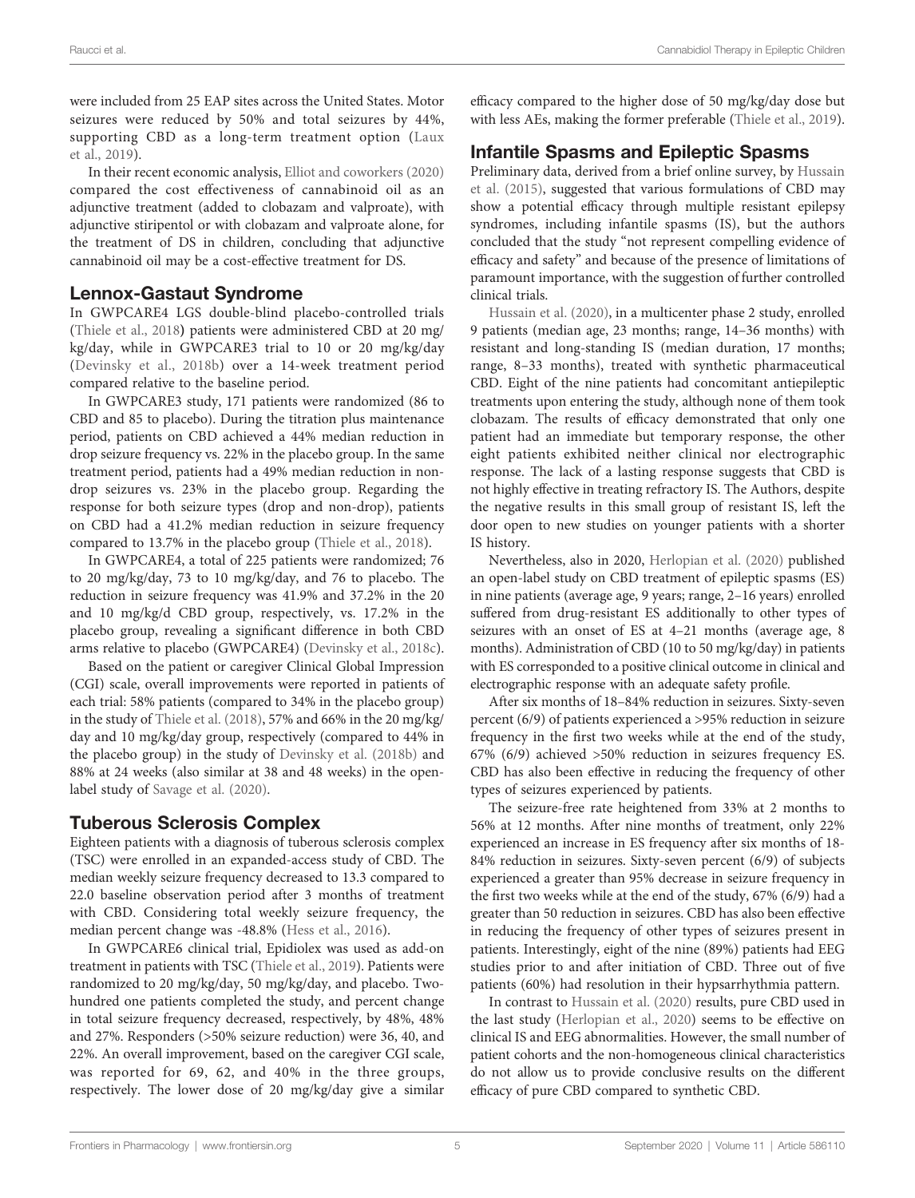were included from 25 EAP sites across the United States. Motor seizures were reduced by 50% and total seizures by 44%, supporting CBD as a long-term treatment option (Laux et al., 2019).

In their recent economic analysis, Elliot and coworkers (2020) compared the cost effectiveness of cannabinoid oil as an adjunctive treatment (added to clobazam and valproate), with adjunctive stiripentol or with clobazam and valproate alone, for the treatment of DS in children, concluding that adjunctive cannabinoid oil may be a cost-effective treatment for DS.

## Lennox-Gastaut Syndrome

In GWPCARE4 LGS double-blind placebo-controlled trials (Thiele et al., 2018) patients were administered CBD at 20 mg/kg/day, while in GWPCARE3 trial to 10 or 20 mg/kg/day (Devinsky et al., 2018b) over a 14-week treatment period compared relative to the baseline period.

In GWPCARE3 study, 171 patients were randomized (86 to CBD and 85 to placebo). During the titration plus maintenance period, patients on CBD achieved a 44% median reduction in drop seizure frequency vs. 22% in the placebo group. In the same treatment period, patients had a 49% median reduction in non-drop seizures vs. 23% in the placebo group. Regarding the response for both seizure types (drop and non-drop), patients on CBD had a 41.2% median reduction in seizure frequency compared to 13.7% in the placebo group (Thiele et al., 2018).

In GWPCARE4, a total of 225 patients were randomized; 76 to 20 mg/kg/day, 73 to 10 mg/kg/day, and 76 to placebo. The reduction in seizure frequency was 41.9% and 37.2% in the 20 and 10 mg/kg/d CBD group, respectively, vs. 17.2% in the placebo group, revealing a significant difference in both CBD arms relative to placebo (GWPCARE4) (Devinsky et al., 2018c).

Based on the patient or caregiver Clinical Global Impression (CGI) scale, overall improvements were reported in patients of each trial: 58% patients (compared to 34% in the placebo group) in the study of Thiele et al. (2018), 57% and 66% in the 20 mg/kg/day and 10 mg/kg/day group, respectively (compared to 44% in the placebo group) in the study of Devinsky et al. (2018b) and 88% at 24 weeks (also similar at 38 and 48 weeks) in the open-label study of Savage et al. (2020).

## Tuberous Sclerosis Complex

Eighteen patients with a diagnosis of tuberous sclerosis complex (TSC) were enrolled in an expanded-access study of CBD. The median weekly seizure frequency decreased to 13.3 compared to 22.0 baseline observation period after 3 months of treatment with CBD. Considering total weekly seizure frequency, the median percent change was -48.8% (Hess et al., 2016).

In GWPCARE6 clinical trial, Epidiolex was used as add-on treatment in patients with TSC (Thiele et al., 2019). Patients were randomized to 20 mg/kg/day, 50 mg/kg/day, and placebo. Two-hundred one patients completed the study, and percent change in total seizure frequency decreased, respectively, by 48%, 48% and 27%. Responders (>50% seizure reduction) were 36, 40, and 22%. An overall improvement, based on the caregiver CGI scale, was reported for 69, 62, and 40% in the three groups, respectively. The lower dose of 20 mg/kg/day give a similar efficacy compared to the higher dose of 50 mg/kg/day dose but with less AEs, making the former preferable (Thiele et al., 2019).

## Infantile Spasms and Epileptic Spasms

Preliminary data, derived from a brief online survey, by Hussain et al. (2015), suggested that various formulations of CBD may show a potential efficacy through multiple resistant epilepsy syndromes, including infantile spasms (IS), but the authors concluded that the study "not represent compelling evidence of efficacy and safety" and because of the presence of limitations of paramount importance, with the suggestion of further controlled clinical trials.

Hussain et al. (2020), in a multicenter phase 2 study, enrolled 9 patients (median age, 23 months; range, 14–36 months) with resistant and long-standing IS (median duration, 17 months; range, 8–33 months), treated with synthetic pharmaceutical CBD. Eight of the nine patients had concomitant antiepileptic treatments upon entering the study, although none of them took clobazam. The results of efficacy demonstrated that only one patient had an immediate but temporary response, the other eight patients exhibited neither clinical nor electrographic response. The lack of a lasting response suggests that CBD is not highly effective in treating refractory IS. The Authors, despite the negative results in this small group of resistant IS, left the door open to new studies on younger patients with a shorter IS history.

Nevertheless, also in 2020, Herlopian et al. (2020) published an open-label study on CBD treatment of epileptic spasms (ES) in nine patients (average age, 9 years; range, 2–16 years) enrolled suffered from drug-resistant ES additionally to other types of seizures with an onset of ES at 4–21 months (average age, 8 months). Administration of CBD (10 to 50 mg/kg/day) in patients with ES corresponded to a positive clinical outcome in clinical and electrographic response with an adequate safety profile.

After six months of 18–84% reduction in seizures. Sixty-seven percent (6/9) of patients experienced a >95% reduction in seizure frequency in the first two weeks while at the end of the study, 67% (6/9) achieved >50% reduction in seizures frequency ES. CBD has also been effective in reducing the frequency of other types of seizures experienced by patients.

The seizure-free rate heightened from 33% at 2 months to 56% at 12 months. After nine months of treatment, only 22% experienced an increase in ES frequency after six months of 18-84% reduction in seizures. Sixty-seven percent (6/9) of subjects experienced a greater than 95% decrease in seizure frequency in the first two weeks while at the end of the study, 67% (6/9) had a greater than 50 reduction in seizures. CBD has also been effective in reducing the frequency of other types of seizures present in patients. Interestingly, eight of the nine (89%) patients had EEG studies prior to and after initiation of CBD. Three out of five patients (60%) had resolution in their hypsarrhythmia pattern.

In contrast to Hussain et al. (2020) results, pure CBD used in the last study (Herlopian et al., 2020) seems to be effective on clinical IS and EEG abnormalities. However, the small number of patient cohorts and the non-homogeneous clinical characteristics do not allow us to provide conclusive results on the different efficacy of pure CBD compared to synthetic CBD.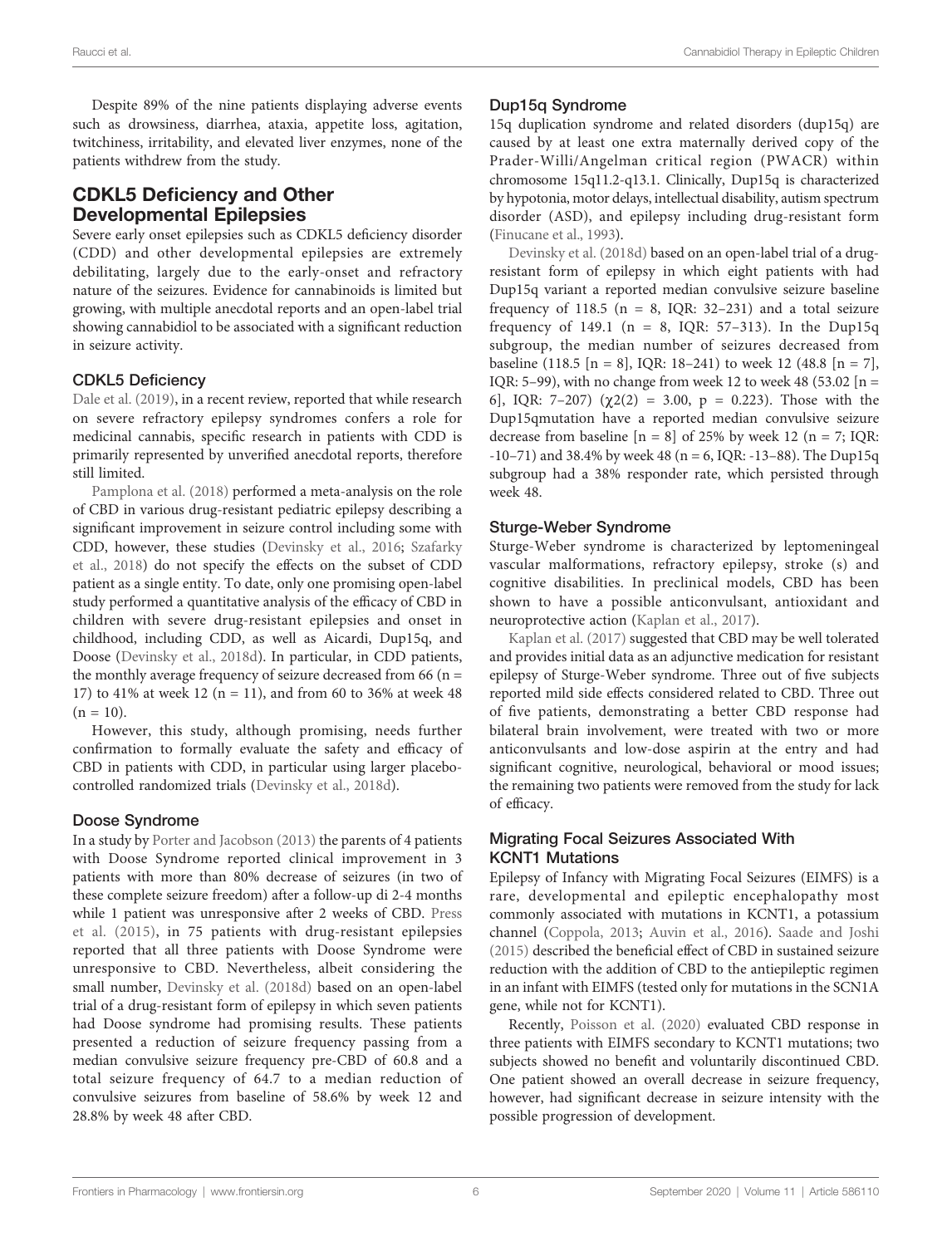Despite 89% of the nine patients displaying adverse events such as drowsiness, diarrhea, ataxia, appetite loss, agitation, twitchiness, irritability, and elevated liver enzymes, none of the patients withdrew from the study.

## CDKL5 Deficiency and Other Developmental Epilepsies

Severe early onset epilepsies such as CDKL5 deficiency disorder (CDD) and other developmental epilepsies are extremely debilitating, largely due to the early-onset and refractory nature of the seizures. Evidence for cannabinoids is limited but growing, with multiple anecdotal reports and an open-label trial showing cannabidiol to be associated with a significant reduction in seizure activity.

### CDKL5 Deficiency

Dale et al. (2019), in a recent review, reported that while research on severe refractory epilepsy syndromes confers a role for medicinal cannabis, specific research in patients with CDD is primarily represented by unverified anecdotal reports, therefore still limited.

Pamplona et al. (2018) performed a meta-analysis on the role of CBD in various drug-resistant pediatric epilepsy describing a significant improvement in seizure control including some with CDD, however, these studies (Devinsky et al., 2016; Szafarky et al., 2018) do not specify the effects on the subset of CDD patient as a single entity. To date, only one promising open-label study performed a quantitative analysis of the efficacy of CBD in children with severe drug-resistant epilepsies and onset in childhood, including CDD, as well as Aicardi, Dup15q, and Doose (Devinsky et al., 2018d). In particular, in CDD patients, the monthly average frequency of seizure decreased from 66 (n = 17) to 41% at week 12 (n = 11), and from 60 to 36% at week 48 (n = 10).

However, this study, although promising, needs further confirmation to formally evaluate the safety and efficacy of CBD in patients with CDD, in particular using larger placebo-controlled randomized trials (Devinsky et al., 2018d).

### Doose Syndrome

In a study by Porter and Jacobson (2013) the parents of 4 patients with Doose Syndrome reported clinical improvement in 3 patients with more than 80% decrease of seizures (in two of these complete seizure freedom) after a follow-up di 2-4 months while 1 patient was unresponsive after 2 weeks of CBD. Press et al. (2015), in 75 patients with drug-resistant epilepsies reported that all three patients with Doose Syndrome were unresponsive to CBD. Nevertheless, albeit considering the small number, Devinsky et al. (2018d) based on an open-label trial of a drug-resistant form of epilepsy in which seven patients had Doose syndrome had promising results. These patients presented a reduction of seizure frequency passing from a median convulsive seizure frequency pre-CBD of 60.8 and a total seizure frequency of 64.7 to a median reduction of convulsive seizures from baseline of 58.6% by week 12 and 28.8% by week 48 after CBD.

### Dup15q Syndrome

15q duplication syndrome and related disorders (dup15q) are caused by at least one extra maternally derived copy of the Prader-Willi/Angelman critical region (PWACR) within chromosome 15q11.2-q13.1. Clinically, Dup15q is characterized by hypotonia, motor delays, intellectual disability, autism spectrum disorder (ASD), and epilepsy including drug-resistant form (Finucane et al., 1993).

Devinsky et al. (2018d) based on an open-label trial of a drug-resistant form of epilepsy in which eight patients with had Dup15q variant a reported median convulsive seizure baseline frequency of 118.5 (n = 8, IQR: 32–231) and a total seizure frequency of 149.1 (n = 8, IQR: 57–313). In the Dup15q subgroup, the median number of seizures decreased from baseline (118.5 [n = 8], IQR: 18–241) to week 12 (48.8 [n = 7], IQR: 5–99), with no change from week 12 to week 48 (53.02 [n = 6], IQR: 7–207) ($\chi^2(2) = 3.00$, $p = 0.223$). Those with the Dup15qmutation have a reported median convulsive seizure decrease from baseline [n = 8] of 25% by week 12 (n = 7; IQR: -10–71) and 38.4% by week 48 (n = 6, IQR: -13–88). The Dup15q subgroup had a 38% responder rate, which persisted through week 48.

### Sturge-Weber Syndrome

Sturge-Weber syndrome is characterized by leptomeningeal vascular malformations, refractory epilepsy, stroke (s) and cognitive disabilities. In preclinical models, CBD has been shown to have a possible anticonvulsant, antioxidant and neuroprotective action (Kaplan et al., 2017).

Kaplan et al. (2017) suggested that CBD may be well tolerated and provides initial data as an adjunctive medication for resistant epilepsy of Sturge-Weber syndrome. Three out of five subjects reported mild side effects considered related to CBD. Three out of five patients, demonstrating a better CBD response had bilateral brain involvement, were treated with two or more anticonvulsants and low-dose aspirin at the entry and had significant cognitive, neurological, behavioral or mood issues; the remaining two patients were removed from the study for lack of efficacy.

### Migrating Focal Seizures Associated With KCNT1 Mutations

Epilepsy of Infancy with Migrating Focal Seizures (EIMFS) is a rare, developmental and epileptic encephalopathy most commonly associated with mutations in KCNT1, a potassium channel (Coppola, 2013; Auvin et al., 2016). Saade and Joshi (2015) described the beneficial effect of CBD in sustained seizure reduction with the addition of CBD to the antiepileptic regimen in an infant with EIMFS (tested only for mutations in the SCN1A gene, while not for KCNT1).

Recently, Poisson et al. (2020) evaluated CBD response in three patients with EIMFS secondary to KCNT1 mutations; two subjects showed no benefit and voluntarily discontinued CBD. One patient showed an overall decrease in seizure frequency, however, had significant decrease in seizure intensity with the possible progression of development.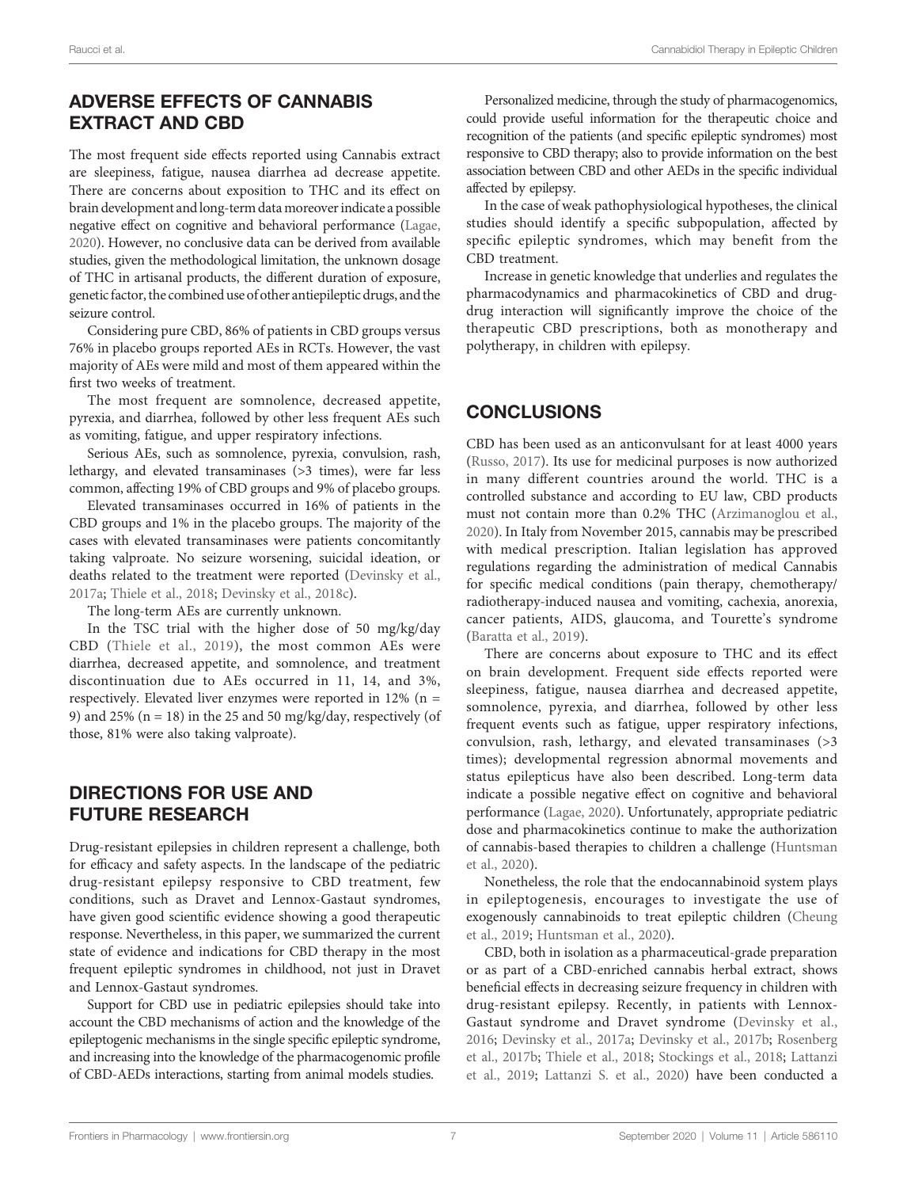## ADVERSE EFFECTS OF CANNABIS EXTRACT AND CBD

The most frequent side effects reported using Cannabis extract are sleepiness, fatigue, nausea diarrhea ad decrease appetite. There are concerns about exposition to THC and its effect on brain development and long-term data moreover indicate a possible negative effect on cognitive and behavioral performance (Lagae, 2020). However, no conclusive data can be derived from available studies, given the methodological limitation, the unknown dosage of THC in artisanal products, the different duration of exposure, genetic factor, the combined use of other antiepileptic drugs, and the seizure control.

Considering pure CBD, 86% of patients in CBD groups versus 76% in placebo groups reported AEs in RCTs. However, the vast majority of AEs were mild and most of them appeared within the first two weeks of treatment.

The most frequent are somnolence, decreased appetite, pyrexia, and diarrhea, followed by other less frequent AEs such as vomiting, fatigue, and upper respiratory infections.

Serious AEs, such as somnolence, pyrexia, convulsion, rash, lethargy, and elevated transaminases (>3 times), were far less common, affecting 19% of CBD groups and 9% of placebo groups.

Elevated transaminases occurred in 16% of patients in the CBD groups and 1% in the placebo groups. The majority of the cases with elevated transaminases were patients concomitantly taking valproate. No seizure worsening, suicidal ideation, or deaths related to the treatment were reported (Devinsky et al., 2017a; Thiele et al., 2018; Devinsky et al., 2018c).

The long-term AEs are currently unknown.

In the TSC trial with the higher dose of 50 mg/kg/day CBD (Thiele et al., 2019), the most common AEs were diarrhea, decreased appetite, and somnolence, and treatment discontinuation due to AEs occurred in 11, 14, and 3%, respectively. Elevated liver enzymes were reported in 12% (n = 9) and 25% (n = 18) in the 25 and 50 mg/kg/day, respectively (of those, 81% were also taking valproate).

## DIRECTIONS FOR USE AND FUTURE RESEARCH

Drug-resistant epilepsies in children represent a challenge, both for efficacy and safety aspects. In the landscape of the pediatric drug-resistant epilepsy responsive to CBD treatment, few conditions, such as Dravet and Lennox-Gastaut syndromes, have given good scientific evidence showing a good therapeutic response. Nevertheless, in this paper, we summarized the current state of evidence and indications for CBD therapy in the most frequent epileptic syndromes in childhood, not just in Dravet and Lennox-Gastaut syndromes.

Support for CBD use in pediatric epilepsies should take into account the CBD mechanisms of action and the knowledge of the epileptogenic mechanisms in the single specific epileptic syndrome, and increasing into the knowledge of the pharmacogenomic profile of CBD-AEDs interactions, starting from animal models studies.

Personalized medicine, through the study of pharmacogenomics, could provide useful information for the therapeutic choice and recognition of the patients (and specific epileptic syndromes) most responsive to CBD therapy; also to provide information on the best association between CBD and other AEDs in the specific individual affected by epilepsy.

In the case of weak pathophysiological hypotheses, the clinical studies should identify a specific subpopulation, affected by specific epileptic syndromes, which may benefit from the CBD treatment.

Increase in genetic knowledge that underlies and regulates the pharmacodynamics and pharmacokinetics of CBD and drug-drug interaction will significantly improve the choice of the therapeutic CBD prescriptions, both as monotherapy and polytherapy, in children with epilepsy.

## CONCLUSIONS

CBD has been used as an anticonvulsant for at least 4000 years (Russo, 2017). Its use for medicinal purposes is now authorized in many different countries around the world. THC is a controlled substance and according to EU law, CBD products must not contain more than 0.2% THC (Arzimanoglou et al., 2020). In Italy from November 2015, cannabis may be prescribed with medical prescription. Italian legislation has approved regulations regarding the administration of medical Cannabis for specific medical conditions (pain therapy, chemotherapy/radiotherapy-induced nausea and vomiting, cachexia, anorexia, cancer patients, AIDS, glaucoma, and Tourette's syndrome (Baratta et al., 2019).

There are concerns about exposure to THC and its effect on brain development. Frequent side effects reported were sleepiness, fatigue, nausea diarrhea and decreased appetite, somnolence, pyrexia, and diarrhea, followed by other less frequent events such as fatigue, upper respiratory infections, convulsion, rash, lethargy, and elevated transaminases (>3 times); developmental regression abnormal movements and status epilepticus have also been described. Long-term data indicate a possible negative effect on cognitive and behavioral performance (Lagae, 2020). Unfortunately, appropriate pediatric dose and pharmacokinetics continue to make the authorization of cannabis-based therapies to children a challenge (Huntsman et al., 2020).

Nonetheless, the role that the endocannabinoid system plays in epileptogenesis, encourages to investigate the use of exogenously cannabinoids to treat epileptic children (Cheung et al., 2019; Huntsman et al., 2020).

CBD, both in isolation as a pharmaceutical-grade preparation or as part of a CBD-enriched cannabis herbal extract, shows beneficial effects in decreasing seizure frequency in children with drug-resistant epilepsy. Recently, in patients with Lennox-Gastaut syndrome and Dravet syndrome (Devinsky et al., 2016; Devinsky et al., 2017a; Devinsky et al., 2017b; Rosenberg et al., 2017b; Thiele et al., 2018; Stockings et al., 2018; Lattanzi et al., 2019; Lattanzi S. et al., 2020) have been conducted a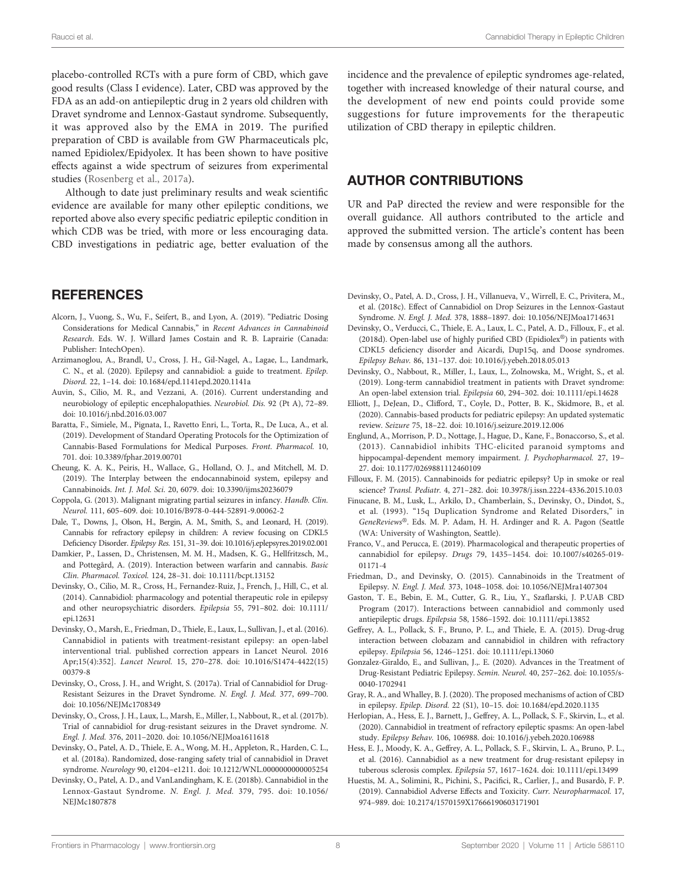placebo-controlled RCTs with a pure form of CBD, which gave good results (Class I evidence). Later, CBD was approved by the FDA as an add-on antiepileptic drug in 2 years old children with Dravet syndrome and Lennox-Gastaut syndrome. Subsequently, it was approved also by the EMA in 2019. The purified preparation of CBD is available from GW Pharmaceuticals plc, named Epidiolex/Epidyolex. It has been shown to have positive effects against a wide spectrum of seizures from experimental studies (Rosenberg et al., 2017a).

Although to date just preliminary results and weak scientific evidence are available for many other epileptic conditions, we reported above also every specific pediatric epileptic condition in which CDB was be tried, with more or less encouraging data. CBD investigations in pediatric age, better evaluation of the incidence and the prevalence of epileptic syndromes age-related, together with increased knowledge of their natural course, and the development of new end points could provide some suggestions for future improvements for the therapeutic utilization of CBD therapy in epileptic children.

## AUTHOR CONTRIBUTIONS

UR and PaP directed the review and were responsible for the overall guidance. All authors contributed to the article and approved the submitted version. The article's content has been made by consensus among all the authors.

## REFERENCES

Alcorn, J., Vuong, S., Wu, F., Seifert, B., and Lyon, A. (2019). "Pediatric Dosing Considerations for Medical Cannabis," in *Recent Advances in Cannabinoid Research*. Eds. W. J. Willard James Costain and R. B. Laprairie (Canada: Publisher: IntechOpen).

Arzimanoglou, A., Brandl, U., Cross, J. H., Gil-Nagel, A., Lagae, L., Landmark, C. N., et al. (2020). Epilepsy and cannabidiol: a guide to treatment. *Epilep. Disord.* 22, 1–14. doi: 10.1684/epd.2020.1141a

Auvin, S., Cilio, M. R., and Vezzani, A. (2016). Current understanding and neurobiology of epileptic encephalopathies. *Neurobiol. Dis.* 92 (Pt A), 72–89. doi: 10.1016/j.nbd.2016.03.007

Baratta, F., Simiele, M., Pignata, I., Ravetto Enri, L., Torta, R., De Luca, A., et al. (2019). Development of Standard Operating Protocols for the Optimization of Cannabis-Based Formulations for Medical Purposes. *Front. Pharmacol.* 10, 701. doi: 10.3389/fphar.2019.00701

Cheung, K. A. K., Peiris, H., Wallace, G., Holland, O. J., and Mitchell, M. D. (2019). The Interplay between the endocannabinoid system, epilepsy and Cannabinoids. *Int. J. Mol. Sci.* 20, 6079. doi: 10.3390/ijms20236079

Coppola, G. (2013). Malignant migrating partial seizures in infancy. *Handb. Clin. Neurol.* 111, 605–609. doi: 10.1016/B978-0-444-52891-9.00062-2

Dale, T., Downs, J., Olson, H., Bergin, A. M., Smith, S., and Leonard, H. (2019). Cannabis for refractory epilepsy in children: A review focusing on CDKL5 Deficiency Disorder. *Epilepsy Res.* 151, 31–39. doi: 10.1016/j.eplepsyres.2019.02.001

Damkier, P., Lassen, D., Christensen, M. M. H., Madsen, K. G., Hellfritzsch, M., and Pottegård, A. (2019). Interaction between warfarin and cannabis. *Basic Clin. Pharmacol. Toxicol.* 124, 28–31. doi: 10.1111/bcpt.13152

Devinsky, O., Cilio, M. R., Cross, H., Fernandez-Ruiz, J., French, J., Hill, C., et al. (2014). Cannabidiol: pharmacology and potential therapeutic role in epilepsy and other neuropsychiatric disorders. *Epilepsia* 55, 791–802. doi: 10.1111/epi.12631

Devinsky, O., Marsh, E., Friedman, D., Thiele, E., Laux, L., Sullivan, J., et al. (2016). Cannabidiol in patients with treatment-resistant epilepsy: an open-label interventional trial. published correction appears in Lancet Neurol. 2016 Apr;15(4):352]. *Lancet Neurol.* 15, 270–278. doi: 10.1016/S1474-4422(15)00379-8

Devinsky, O., Cross, J. H., and Wright, S. (2017a). Trial of Cannabidiol for Drug-Resistant Seizures in the Dravet Syndrome. *N. Engl. J. Med.* 377, 699–700. doi: 10.1056/NEJMc1708349

Devinsky, O., Cross, J. H., Laux, L., Marsh, E., Miller, I., Nabbout, R., et al. (2017b). Trial of cannabidiol for drug-resistant seizures in the Dravet syndrome. *N. Engl. J. Med.* 376, 2011–2020. doi: 10.1056/NEJMoa1611618

Devinsky, O., Patel, A. D., Thiele, E. A., Wong, M. H., Appleton, R., Harden, C. L., et al. (2018a). Randomized, dose-ranging safety trial of cannabidiol in Dravet syndrome. *Neurology* 90, e1204–e1211. doi: 10.1212/WNL.0000000000005254

Devinsky, O., Patel, A. D., and VanLandingham, K. E. (2018b). Cannabidiol in the Lennox-Gastaut Syndrome. *N. Engl. J. Med.* 379, 795. doi: 10.1056/NEJMc1807878

Devinsky, O., Patel, A. D., Cross, J. H., Villanueva, V., Wirrell, E. C., Privitera, M., et al. (2018c). Effect of Cannabidiol on Drop Seizures in the Lennox-Gastaut Syndrome. *N. Engl. J. Med.* 378, 1888–1897. doi: 10.1056/NEJMoa1714631

Devinsky, O., Verducci, C., Thiele, E. A., Laux, L. C., Patel, A. D., Filloux, F., et al. (2018d). Open-label use of highly purified CBD (Epidiolex®) in patients with CDKL5 deficiency disorder and Aicardi, Dup15q, and Doose syndromes. *Epilepsy Behav.* 86, 131–137. doi: 10.1016/j.yebeh.2018.05.013

Devinsky, O., Nabbout, R., Miller, I., Laux, L., Zolnowska, M., Wright, S., et al. (2019). Long-term cannabidiol treatment in patients with Dravet syndrome: An open-label extension trial. *Epilepsia* 60, 294–302. doi: 10.1111/epi.14628

Elliott, J., DeJean, D., Clifford, T., Coyle, D., Potter, B. K., Skidmore, B., et al. (2020). Cannabis-based products for pediatric epilepsy: An updated systematic review. *Seizure* 75, 18–22. doi: 10.1016/j.seizure.2019.12.006

Englund, A., Morrison, P. D., Nottage, J., Hague, D., Kane, F., Bonaccorso, S., et al. (2013). Cannabidiol inhibits THC-elicited paranoid symptoms and hippocampal-dependent memory impairment. *J. Psychopharmacol.* 27, 19–27. doi: 10.1177/0269881112460109

Filloux, F. M. (2015). Cannabinoids for pediatric epilepsy? Up in smoke or real science? *Transl. Pediatr.* 4, 271–282. doi: 10.3978/j.issn.2224-4336.2015.10.03

Finucane, B. M., Lusk, L., Arkilo, D., Chamberlain, S., Devinsky, O., Dindot, S., et al. (1993). "15q Duplication Syndrome and Related Disorders," in *GeneReviews®*. Eds. M. P. Adam, H. H. Ardinger and R. A. Pagon (Seattle (WA: University of Washington, Seattle).

Franco, V., and Perucca, E. (2019). Pharmacological and therapeutic properties of cannabidiol for epilepsy. *Drugs* 79, 1435–1454. doi: 10.1007/s40265-019-01171-4

Friedman, D., and Devinsky, O. (2015). Cannabinoids in the Treatment of Epilepsy. *N. Engl. J. Med.* 373, 1048–1058. doi: 10.1056/NEJMra1407304

Gaston, T. E., Bebin, E. M., Cutter, G. R., Liu, Y., Szaflarski, J. P.UAB CBD Program (2017). Interactions between cannabidiol and commonly used antiepileptic drugs. *Epilepsia* 58, 1586–1592. doi: 10.1111/epi.13852

Geffrey, A. L., Pollack, S. F., Bruno, P. L., and Thiele, E. A. (2015). Drug-drug interaction between clobazam and cannabidiol in children with refractory epilepsy. *Epilepsia* 56, 1246–1251. doi: 10.1111/epi.13060

Gonzalez-Giraldo, E., and Sullivan, J.,. E. (2020). Advances in the Treatment of Drug-Resistant Pediatric Epilepsy. *Semin. Neurol.* 40, 257–262. doi: 10.1055/s-0040-1702941

Gray, R. A., and Whalley, B. J. (2020). The proposed mechanisms of action of CBD in epilepsy. *Epilep. Disord.* 22 (S1), 10–15. doi: 10.1684/epd.2020.1135

Herlopian, A., Hess, E. J., Barnett, J., Geffrey, A. L., Pollack, S. F., Skirvin, L., et al. (2020). Cannabidiol in treatment of refractory epileptic spasms: An open-label study. *Epilepsy Behav.* 106, 106988. doi: 10.1016/j.yebeh.2020.106988

Hess, E. J., Moody, K. A., Geffrey, A. L., Pollack, S. F., Skirvin, L. A., Bruno, P. L., et al. (2016). Cannabidiol as a new treatment for drug-resistant epilepsy in tuberous sclerosis complex. *Epilepsia* 57, 1617–1624. doi: 10.1111/epi.13499

Huestis, M. A., Solimini, R., Pichini, S., Pacifici, R., Carlier, J., and Busardò, F. P. (2019). Cannabidiol Adverse Effects and Toxicity. *Curr. Neuropharmacol.* 17, 974–989. doi: 10.2174/1570159X17666190603171901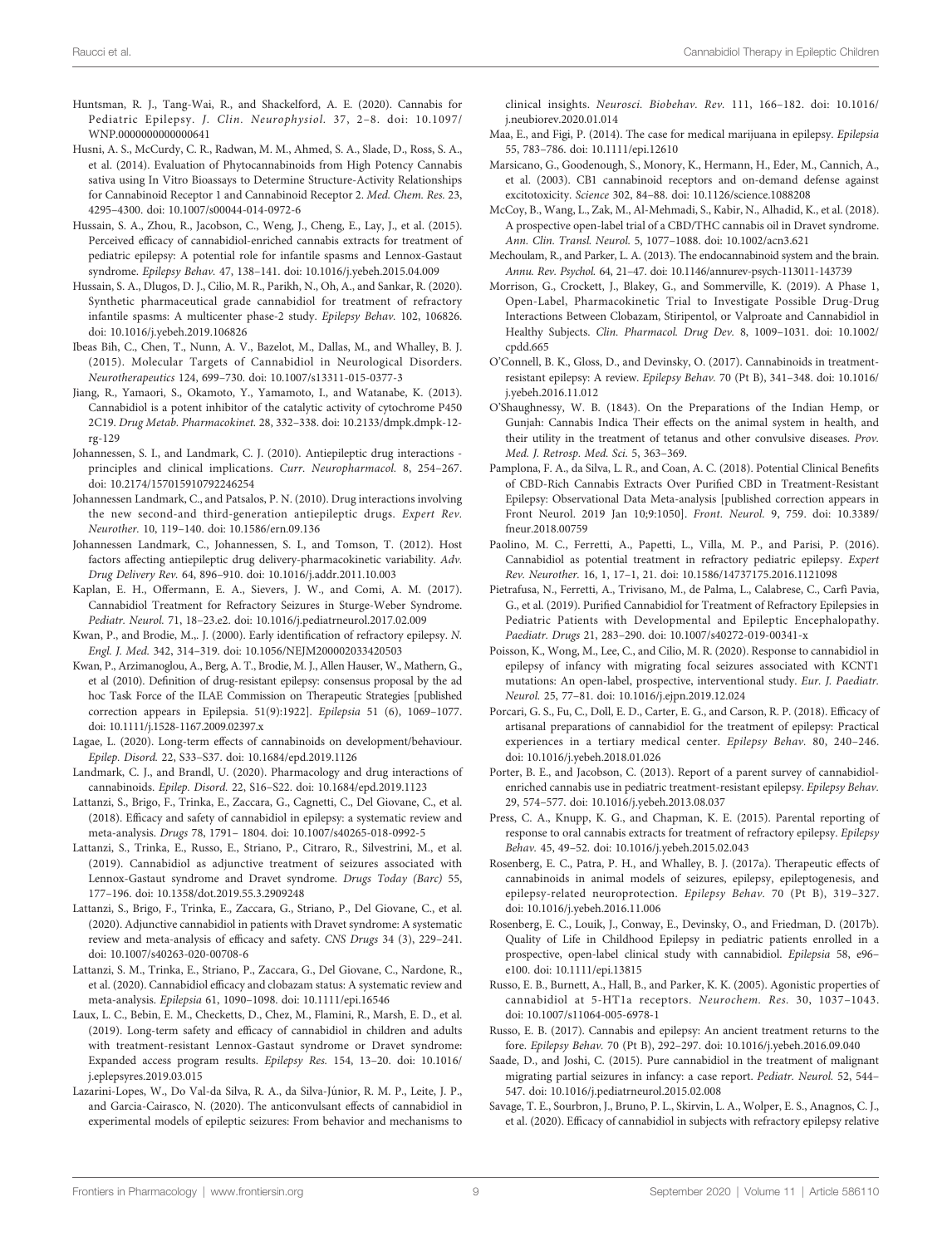Huntsman, R. J., Tang-Wai, R., and Shackelford, A. E. (2020). Cannabis for Pediatric Epilepsy. *J. Clin. Neurophysiol.* 37, 2–8. doi: 10.1097/WNP.0000000000000641

Husni, A. S., McCurdy, C. R., Radwan, M. M., Ahmed, S. A., Slade, D., Ross, S. A., et al. (2014). Evaluation of Phytocannabinoids from High Potency Cannabis sativa using In Vitro Bioassays to Determine Structure-Activity Relationships for Cannabinoid Receptor 1 and Cannabinoid Receptor 2. *Med. Chem. Res.* 23, 4295–4300. doi: 10.1007/s00044-014-0972-6

Hussain, S. A., Zhou, R., Jacobson, C., Weng, J., Cheng, E., Lay, J., et al. (2015). Perceived efficacy of cannabidiol-enriched cannabis extracts for treatment of pediatric epilepsy: A potential role for infantile spasms and Lennox-Gastaut syndrome. *Epilepsy Behav.* 47, 138–141. doi: 10.1016/j.yebeh.2015.04.009

Hussain, S. A., Dlugos, D. J., Cilio, M. R., Parikh, N., Oh, A., and Sankar, R. (2020). Synthetic pharmaceutical grade cannabidiol for treatment of refractory infantile spasms: A multicenter phase-2 study. *Epilepsy Behav.* 102, 106826. doi: 10.1016/j.yebeh.2019.106826

Ibeas Bih, C., Chen, T., Nunn, A. V., Bazelot, M., Dallas, M., and Whalley, B. J. (2015). Molecular Targets of Cannabidiol in Neurological Disorders. *Neurotherapeutics* 124, 699–730. doi: 10.1007/s13311-015-0377-3

Jiang, R., Yamaori, S., Okamoto, Y., Yamamoto, I., and Watanabe, K. (2013). Cannabidiol is a potent inhibitor of the catalytic activity of cytochrome P450 2C19. *Drug Metab. Pharmacokinet.* 28, 332–338. doi: 10.2133/dmpk.dmpk-12-rg-129

Johannessen, S. I., and Landmark, C. J. (2010). Antiepileptic drug interactions - principles and clinical implications. *Curr. Neuropharmacol.* 8, 254–267. doi: 10.2174/157015910792246254

Johannessen Landmark, C., and Patsalos, P. N. (2010). Drug interactions involving the new second-and third-generation antiepileptic drugs. *Expert Rev. Neurother.* 10, 119–140. doi: 10.1586/ern.09.136

Johannessen Landmark, C., Johannessen, S. I., and Tomson, T. (2012). Host factors affecting antiepileptic drug delivery-pharmacokinetic variability. *Adv. Drug Delivery Rev.* 64, 896–910. doi: 10.1016/j.addr.2011.10.003

Kaplan, E. H., Offermann, E. A., Sievers, J. W., and Comi, A. M. (2017). Cannabidiol Treatment for Refractory Seizures in Sturge-Weber Syndrome. *Pediatr. Neurol.* 71, 18–23.e2. doi: 10.1016/j.pediatrneurol.2017.02.009

Kwan, P., and Brodie, M.,. J. (2000). Early identification of refractory epilepsy. *N. Engl. J. Med.* 342, 314–319. doi: 10.1056/NEJM200002033420503

Kwan, P., Arzimanoglou, A., Berg, A. T., Brodie, M. J., Allen Hauser, W., Mathern, G., et al (2010). Definition of drug-resistant epilepsy: consensus proposal by the ad hoc Task Force of the ILAE Commission on Therapeutic Strategies [published correction appears in Epilepsia. 51(9):1922]. *Epilepsia* 51 (6), 1069–1077. doi: 10.1111/j.1528-1167.2009.02397.x

Lagae, L. (2020). Long-term effects of cannabinoids on development/behaviour. *Epilep. Disord.* 22, S33–S37. doi: 10.1684/epd.2019.1126

Landmark, C. J., and Brandl, U. (2020). Pharmacology and drug interactions of cannabinoids. *Epilep. Disord.* 22, S16–S22. doi: 10.1684/epd.2019.1123

Lattanzi, S., Brigo, F., Trinka, E., Zaccara, G., Cagnetti, C., Del Giovane, C., et al. (2018). Efficacy and safety of cannabidiol in epilepsy: a systematic review and meta-analysis. *Drugs* 78, 1791– 1804. doi: 10.1007/s40265-018-0992-5

Lattanzi, S., Trinka, E., Russo, E., Striano, P., Citraro, R., Silvestrini, M., et al. (2019). Cannabidiol as adjunctive treatment of seizures associated with Lennox-Gastaut syndrome and Dravet syndrome. *Drugs Today (Barc)* 55, 177–196. doi: 10.1358/dot.2019.55.3.2909248

Lattanzi, S., Brigo, F., Trinka, E., Zaccara, G., Striano, P., Del Giovane, C., et al. (2020). Adjunctive cannabidiol in patients with Dravet syndrome: A systematic review and meta-analysis of efficacy and safety. *CNS Drugs* 34 (3), 229–241. doi: 10.1007/s40263-020-00708-6

Lattanzi, S. M., Trinka, E., Striano, P., Zaccara, G., Del Giovane, C., Nardone, R., et al. (2020). Cannabidiol efficacy and clobazam status: A systematic review and meta-analysis. *Epilepsia* 61, 1090–1098. doi: 10.1111/epi.16546

Laux, L. C., Bebin, E. M., Checketts, D., Chez, M., Flamini, R., Marsh, E. D., et al. (2019). Long-term safety and efficacy of cannabidiol in children and adults with treatment-resistant Lennox-Gastaut syndrome or Dravet syndrome: Expanded access program results. *Epilepsy Res.* 154, 13–20. doi: 10.1016/j.eplepsyres.2019.03.015

Lazarini-Lopes, W., Do Val-da Silva, R. A., da Silva-Júnior, R. M. P., Leite, J. P., and Garcia-Cairasco, N. (2020). The anticonvulsant effects of cannabidiol in experimental models of epileptic seizures: From behavior and mechanisms to clinical insights. *Neurosci. Biobehav. Rev.* 111, 166–182. doi: 10.1016/j.neubiorev.2020.01.014

Maa, E., and Figi, P. (2014). The case for medical marijuana in epilepsy. *Epilepsia* 55, 783–786. doi: 10.1111/epi.12610

Marsicano, G., Goodenough, S., Monory, K., Hermann, H., Eder, M., Cannich, A., et al. (2003). CB1 cannabinoid receptors and on-demand defense against excitotoxicity. *Science* 302, 84–88. doi: 10.1126/science.1088208

McCoy, B., Wang, L., Zak, M., Al-Mehmadi, S., Kabir, N., Alhadid, K., et al. (2018). A prospective open-label trial of a CBD/THC cannabis oil in Dravet syndrome. *Ann. Clin. Transl. Neurol.* 5, 1077–1088. doi: 10.1002/acn3.621

Mechoulam, R., and Parker, L. A. (2013). The endocannabinoid system and the brain. *Annu. Rev. Psychol.* 64, 21–47. doi: 10.1146/annurev-psych-113011-143739

Morrison, G., Crockett, J., Blakey, G., and Sommerville, K. (2019). A Phase 1, Open-Label, Pharmacokinetic Trial to Investigate Possible Drug-Drug Interactions Between Clobazam, Stiripentol, or Valproate and Cannabidiol in Healthy Subjects. *Clin. Pharmacol. Drug Dev.* 8, 1009–1031. doi: 10.1002/cpdd.665

O'Connell, B. K., Gloss, D., and Devinsky, O. (2017). Cannabinoids in treatment-resistant epilepsy: A review. *Epilepsy Behav.* 70 (Pt B), 341–348. doi: 10.1016/j.yebeh.2016.11.012

O'Shaughnessy, W. B. (1843). On the Preparations of the Indian Hemp, or Gunjah: Cannabis Indica Their effects on the animal system in health, and their utility in the treatment of tetanus and other convulsive diseases. *Prov. Med. J. Retrosp. Med. Sci.* 5, 363–369.

Pamplona, F. A., da Silva, L. R., and Coan, A. C. (2018). Potential Clinical Benefits of CBD-Rich Cannabis Extracts Over Purified CBD in Treatment-Resistant Epilepsy: Observational Data Meta-analysis [published correction appears in Front Neurol. 2019 Jan 10;9:1050]. *Front. Neurol.* 9, 759. doi: 10.3389/fneur.2018.00759

Paolino, M. C., Ferretti, A., Papetti, L., Villa, M. P., and Parisi, P. (2016). Cannabidiol as potential treatment in refractory pediatric epilepsy. *Expert Rev. Neurother.* 16, 1, 17–1, 21. doi: 10.1586/14737175.2016.1121098

Pietrafusa, N., Ferretti, A., Trivisano, M., de Palma, L., Calabrese, C., Carfì Pavia, G., et al. (2019). Purified Cannabidiol for Treatment of Refractory Epilepsies in Pediatric Patients with Developmental and Epileptic Encephalopathy. *Paediatr. Drugs* 21, 283–290. doi: 10.1007/s40272-019-00341-x

Poisson, K., Wong, M., Lee, C., and Cilio, M. R. (2020). Response to cannabidiol in epilepsy of infancy with migrating focal seizures associated with KCNT1 mutations: An open-label, prospective, interventional study. *Eur. J. Paediatr. Neurol.* 25, 77–81. doi: 10.1016/j.ejpn.2019.12.024

Porcari, G. S., Fu, C., Doll, E. D., Carter, E. G., and Carson, R. P. (2018). Efficacy of artisanal preparations of cannabidiol for the treatment of epilepsy: Practical experiences in a tertiary medical center. *Epilepsy Behav.* 80, 240–246. doi: 10.1016/j.yebeh.2018.01.026

Porter, B. E., and Jacobson, C. (2013). Report of a parent survey of cannabidiol-enriched cannabis use in pediatric treatment-resistant epilepsy. *Epilepsy Behav.* 29, 574–577. doi: 10.1016/j.yebeh.2013.08.037

Press, C. A., Knupp, K. G., and Chapman, K. E. (2015). Parental reporting of response to oral cannabis extracts for treatment of refractory epilepsy. *Epilepsy Behav.* 45, 49–52. doi: 10.1016/j.yebeh.2015.02.043

Rosenberg, E. C., Patra, P. H., and Whalley, B. J. (2017a). Therapeutic effects of cannabinoids in animal models of seizures, epilepsy, epileptogenesis, and epilepsy-related neuroprotection. *Epilepsy Behav.* 70 (Pt B), 319–327. doi: 10.1016/j.yebeh.2016.11.006

Rosenberg, E. C., Louik, J., Conway, E., Devinsky, O., and Friedman, D. (2017b). Quality of Life in Childhood Epilepsy in pediatric patients enrolled in a prospective, open-label clinical study with cannabidiol. *Epilepsia* 58, e96–e100. doi: 10.1111/epi.13815

Russo, E. B., Burnett, A., Hall, B., and Parker, K. K. (2005). Agonistic properties of cannabidiol at 5-HT1a receptors. *Neurochem. Res.* 30, 1037–1043. doi: 10.1007/s11064-005-6978-1

Russo, E. B. (2017). Cannabis and epilepsy: An ancient treatment returns to the fore. *Epilepsy Behav.* 70 (Pt B), 292–297. doi: 10.1016/j.yebeh.2016.09.040

Saade, D., and Joshi, C. (2015). Pure cannabidiol in the treatment of malignant migrating partial seizures in infancy: a case report. *Pediatr. Neurol.* 52, 544–547. doi: 10.1016/j.pediatrneurol.2015.02.008

Savage, T. E., Sourbron, J., Bruno, P. L., Skirvin, L. A., Wolper, E. S., Anagnos, C. J., et al. (2020). Efficacy of cannabidiol in subjects with refractory epilepsy relative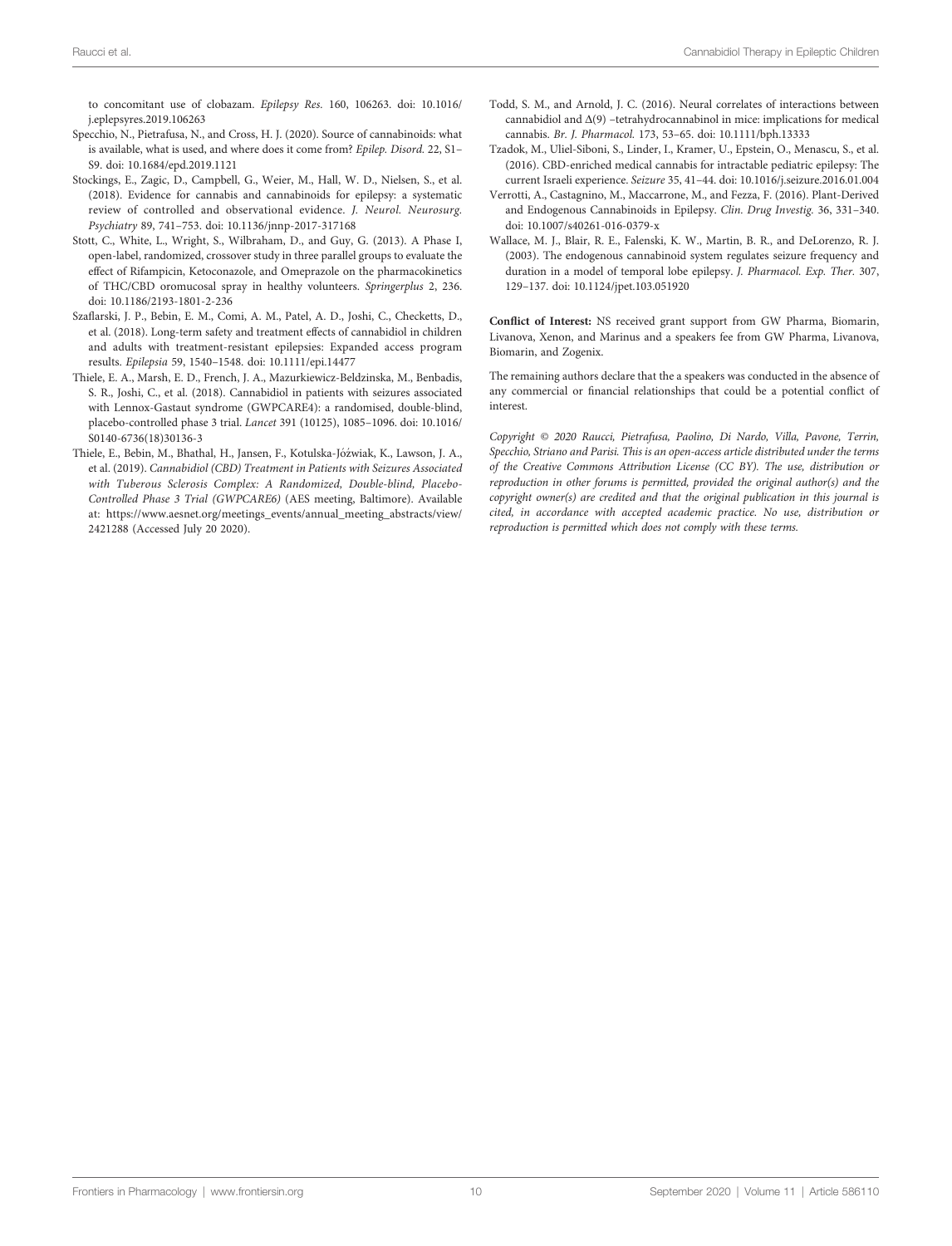to concomitant use of clobazam. *Epilepsy Res.* 160, 106263. doi: 10.1016/j.eplepsyres.2019.106263

Specchio, N., Pietrafusa, N., and Cross, H. J. (2020). Source of cannabinoids: what is available, what is used, and where does it come from? *Epilep. Disord.* 22, S1–S9. doi: 10.1684/epd.2019.1121

Stockings, E., Zagic, D., Campbell, G., Weier, M., Hall, W. D., Nielsen, S., et al. (2018). Evidence for cannabis and cannabinoids for epilepsy: a systematic review of controlled and observational evidence. *J. Neurol. Neurosurg. Psychiatry* 89, 741–753. doi: 10.1136/jnnp-2017-317168

Stott, C., White, L., Wright, S., Wilbraham, D., and Guy, G. (2013). A Phase I, open-label, randomized, crossover study in three parallel groups to evaluate the effect of Rifampicin, Ketoconazole, and Omeprazole on the pharmacokinetics of THC/CBD oromucosal spray in healthy volunteers. *Springerplus* 2, 236. doi: 10.1186/2193-1801-2-236

Szaflarski, J. P., Bebin, E. M., Comi, A. M., Patel, A. D., Joshi, C., Checketts, D., et al. (2018). Long-term safety and treatment effects of cannabidiol in children and adults with treatment-resistant epilepsies: Expanded access program results. *Epilepsia* 59, 1540–1548. doi: 10.1111/epi.14477

Thiele, E. A., Marsh, E. D., French, J. A., Mazurkiewicz-Beldzinska, M., Benbadis, S. R., Joshi, C., et al. (2018). Cannabidiol in patients with seizures associated with Lennox-Gastaut syndrome (GWPCARE4): a randomised, double-blind, placebo-controlled phase 3 trial. *Lancet* 391 (10125), 1085–1096. doi: 10.1016/S0140-6736(18)30136-3

Thiele, E., Bebin, M., Bhathal, H., Jansen, F., Kotulska-Jóźwiak, K., Lawson, J. A., et al. (2019). *Cannabidiol (CBD) Treatment in Patients with Seizures Associated with Tuberous Sclerosis Complex: A Randomized, Double-blind, Placebo-Controlled Phase 3 Trial (GWPCARE6)* (AES meeting, Baltimore). Available at: https://www.aesnet.org/meetings_events/annual_meeting_abstracts/view/2421288 (Accessed July 20 2020).

Todd, S. M., and Arnold, J. C. (2016). Neural correlates of interactions between cannabidiol and Δ(9) –tetrahydrocannabinol in mice: implications for medical cannabis. *Br. J. Pharmacol.* 173, 53–65. doi: 10.1111/bph.13333

Tzadok, M., Uliel-Siboni, S., Linder, I., Kramer, U., Epstein, O., Menascu, S., et al. (2016). CBD-enriched medical cannabis for intractable pediatric epilepsy: The current Israeli experience. *Seizure* 35, 41–44. doi: 10.1016/j.seizure.2016.01.004

Verrotti, A., Castagnino, M., Maccarrone, M., and Fezza, F. (2016). Plant-Derived and Endogenous Cannabinoids in Epilepsy. *Clin. Drug Investig.* 36, 331–340. doi: 10.1007/s40261-016-0379-x

Wallace, M. J., Blair, R. E., Falenski, K. W., Martin, B. R., and DeLorenzo, R. J. (2003). The endogenous cannabinoid system regulates seizure frequency and duration in a model of temporal lobe epilepsy. *J. Pharmacol. Exp. Ther.* 307, 129–137. doi: 10.1124/jpet.103.051920

**Conflict of Interest:** NS received grant support from GW Pharma, Biomarin, Livanova, Xenon, and Marinus and a speakers fee from GW Pharma, Livanova, Biomarin, and Zogenix.

The remaining authors declare that the a speakers was conducted in the absence of any commercial or financial relationships that could be a potential conflict of interest.

*Copyright © 2020 Raucci, Pietrafusa, Paolino, Di Nardo, Villa, Pavone, Terrin, Specchio, Striano and Parisi. This is an open-access article distributed under the terms of the Creative Commons Attribution License (CC BY). The use, distribution or reproduction in other forums is permitted, provided the original author(s) and the copyright owner(s) are credited and that the original publication in this journal is cited, in accordance with accepted academic practice. No use, distribution or reproduction is permitted which does not comply with these terms.*